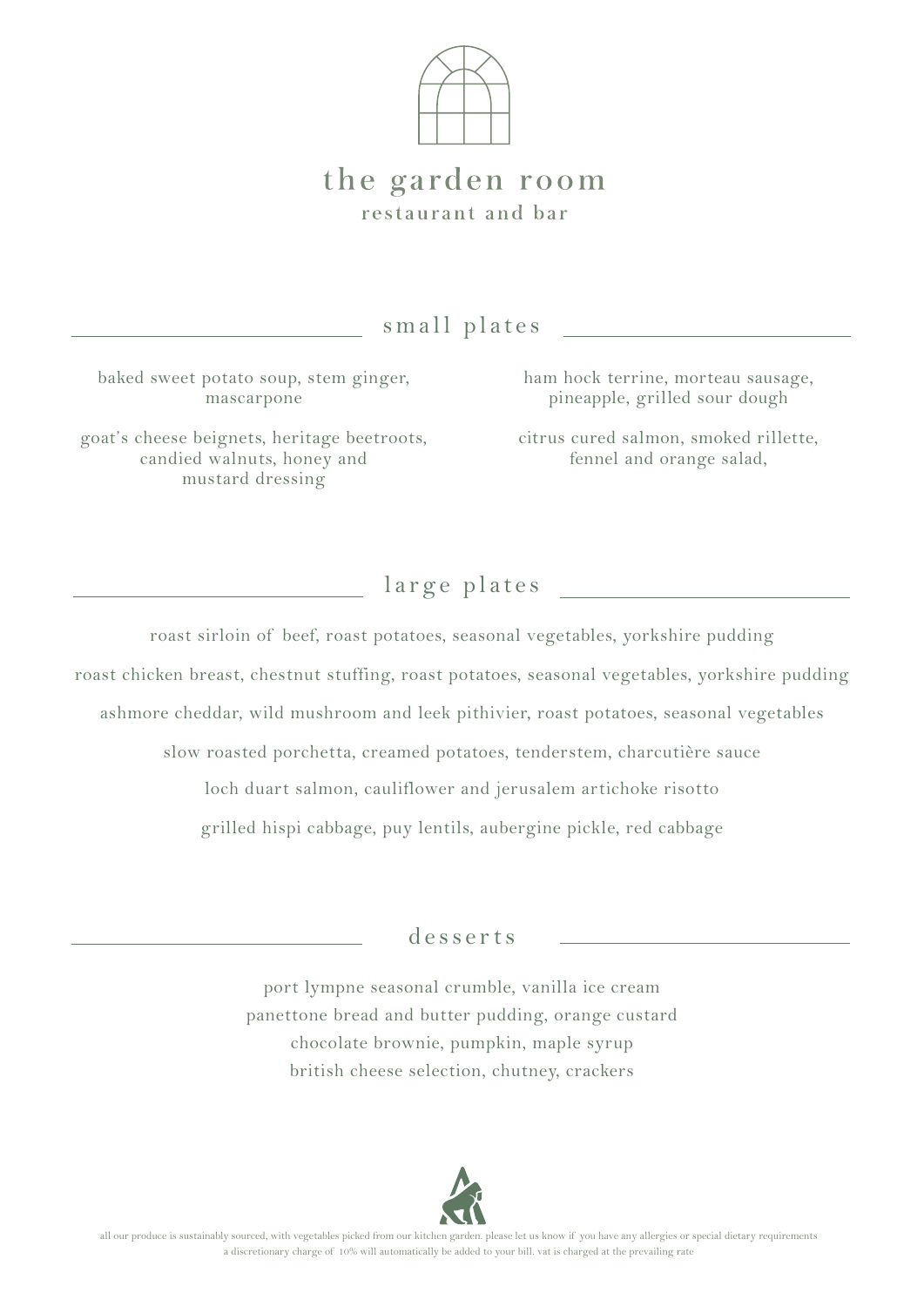# the garden room

restaurant and bar

## small plates

baked sweet potato soup, stem ginger, mascarpone

goat's cheese beignets, heritage beetroots, candied walnuts, honey and mustard dressing

ham hock terrine, morteau sausage, pineapple, grilled sour dough

citrus cured salmon, smoked rillette, fennel and orange salad,

## large plates

roast sirloin of beef, roast potatoes, seasonal vegetables, yorkshire pudding

roast chicken breast, chestnut stuffing, roast potatoes, seasonal vegetables, yorkshire pudding

ashmore cheddar, wild mushroom and leek pithivier, roast potatoes, seasonal vegetables

slow roasted porchetta, creamed potatoes, tenderstem, charcutière sauce

loch duart salmon, cauliflower and jerusalem artichoke risotto

grilled hispi cabbage, puy lentils, aubergine pickle, red cabbage

## desserts

port lympne seasonal crumble, vanilla ice cream

panettone bread and butter pudding, orange custard

chocolate brownie, pumpkin, maple syrup

british cheese selection, chutney, crackers

all our produce is sustainably sourced, with vegetables picked from our kitchen garden. please let us know if you have any allergies or special dietary requirements

a discretionary charge of 10% will automatically be added to your bill. vat is charged at the prevailing rate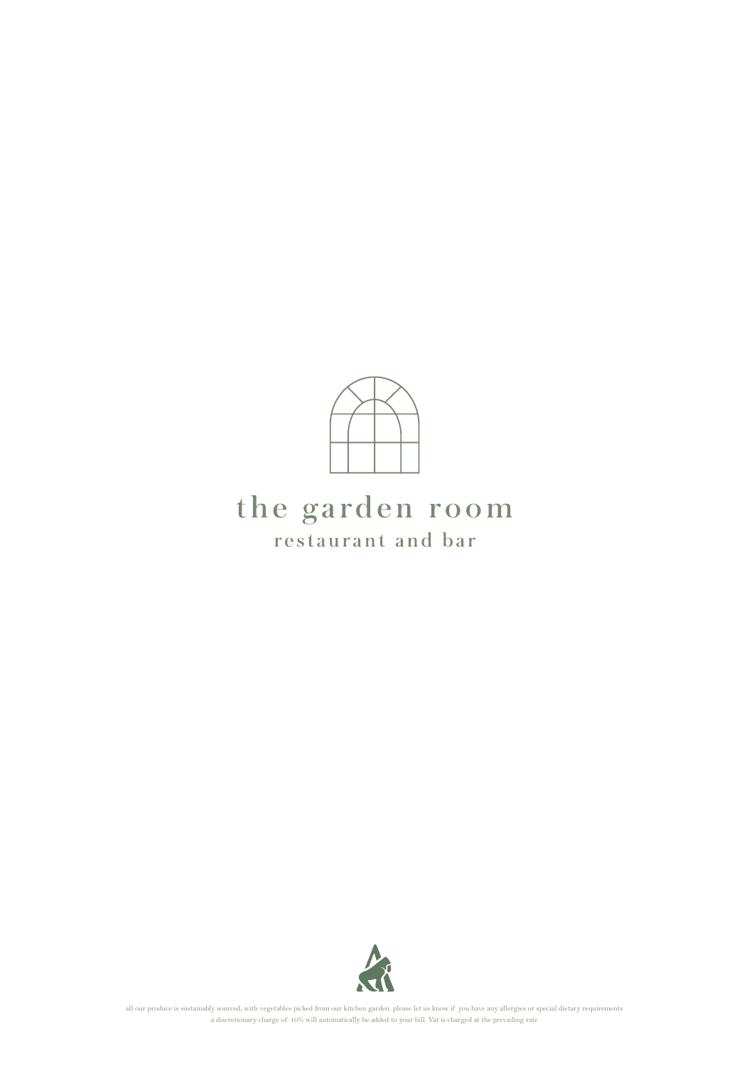# the garden room

restaurant and bar

all our produce is sustainably sourced, with vegetables picked from our kitchen garden. please let us know if you have any allergies or special dietary requirements
a discretionary charge of 10% will automatically be added to your bill. Vat is charged at the prevailing rate